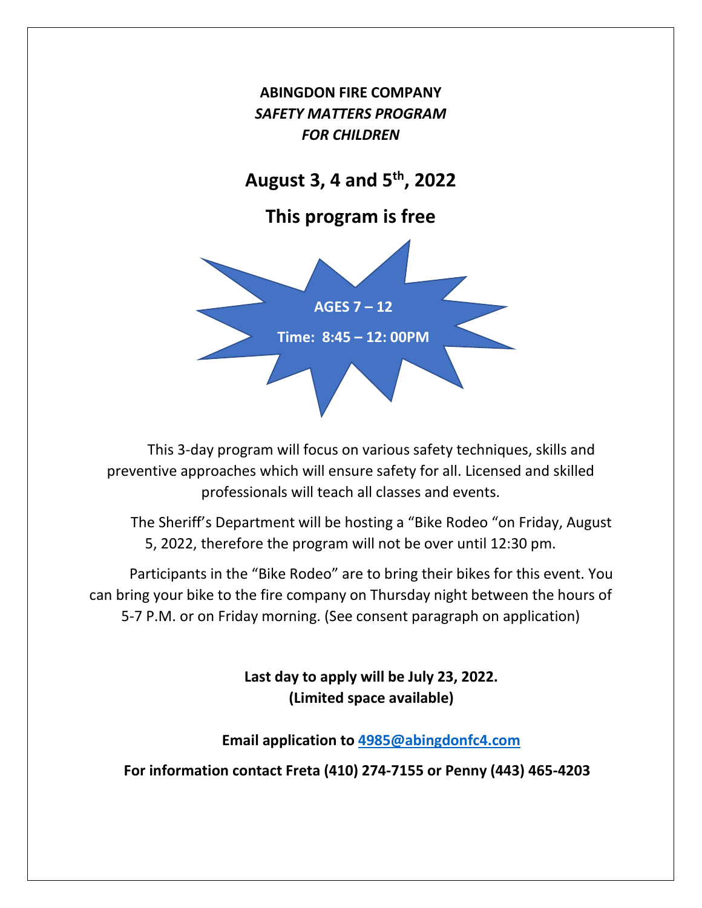**ABINGDON FIRE COMPANY**
***SAFETY MATTERS PROGRAM***
***FOR CHILDREN***

## August 3, 4 and 5th, 2022

## This program is free

**AGES 7 – 12**

**Time: 8:45 – 12: 00PM**

This 3-day program will focus on various safety techniques, skills and preventive approaches which will ensure safety for all. Licensed and skilled professionals will teach all classes and events.

The Sheriff's Department will be hosting a "Bike Rodeo "on Friday, August 5, 2022, therefore the program will not be over until 12:30 pm.

Participants in the "Bike Rodeo" are to bring their bikes for this event. You can bring your bike to the fire company on Thursday night between the hours of 5-7 P.M. or on Friday morning. (See consent paragraph on application)

**Last day to apply will be July 23, 2022.**
**(Limited space available)**

**Email application to 4985@abingdonfc4.com**

**For information contact Freta (410) 274-7155 or Penny (443) 465-4203**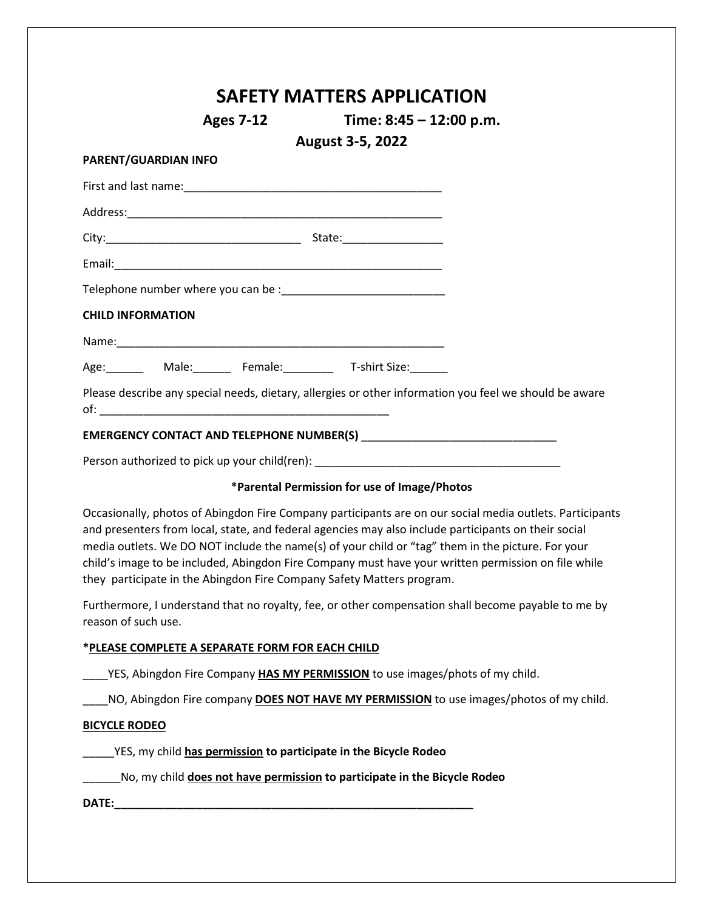# SAFETY MATTERS APPLICATION

**Ages 7-12 Time: 8:45 – 12:00 p.m.**

**August 3-5, 2022**

**PARENT/GUARDIAN INFO**

First and last name:________________________________________

Address:__________________________________________________

City:______________________________ State:________________

Email:_____________________________________________________

Telephone number where you can be :__________________________

**CHILD INFORMATION**

Name:_____________________________________________________

Age:______ Male:______ Female:________ T-shirt Size:______

Please describe any special needs, dietary, allergies or other information you feel we should be aware of: _______________________________________________

**EMERGENCY CONTACT AND TELEPHONE NUMBER(S)** _______________________________

Person authorized to pick up your child(ren): ________________________________________

**\*Parental Permission for use of Image/Photos**

Occasionally, photos of Abingdon Fire Company participants are on our social media outlets. Participants and presenters from local, state, and federal agencies may also include participants on their social media outlets. We DO NOT include the name(s) of your child or "tag" them in the picture. For your child's image to be included, Abingdon Fire Company must have your written permission on file while they participate in the Abingdon Fire Company Safety Matters program.

Furthermore, I understand that no royalty, fee, or other compensation shall become payable to me by reason of such use.

**\*<u>PLEASE COMPLETE A SEPARATE FORM FOR EACH CHILD</u>**

____YES, Abingdon Fire Company **<u>HAS MY PERMISSION</u>** to use images/phots of my child.

____NO, Abingdon Fire company **<u>DOES NOT HAVE MY PERMISSION</u>** to use images/photos of my child.

**<u>BICYCLE RODEO</u>**

_____YES, my child **<u>has permission</u> to participate in the Bicycle Rodeo**

______No, my child **<u>does not have permission</u> to participate in the Bicycle Rodeo**

**DATE:__________________________________________________________**